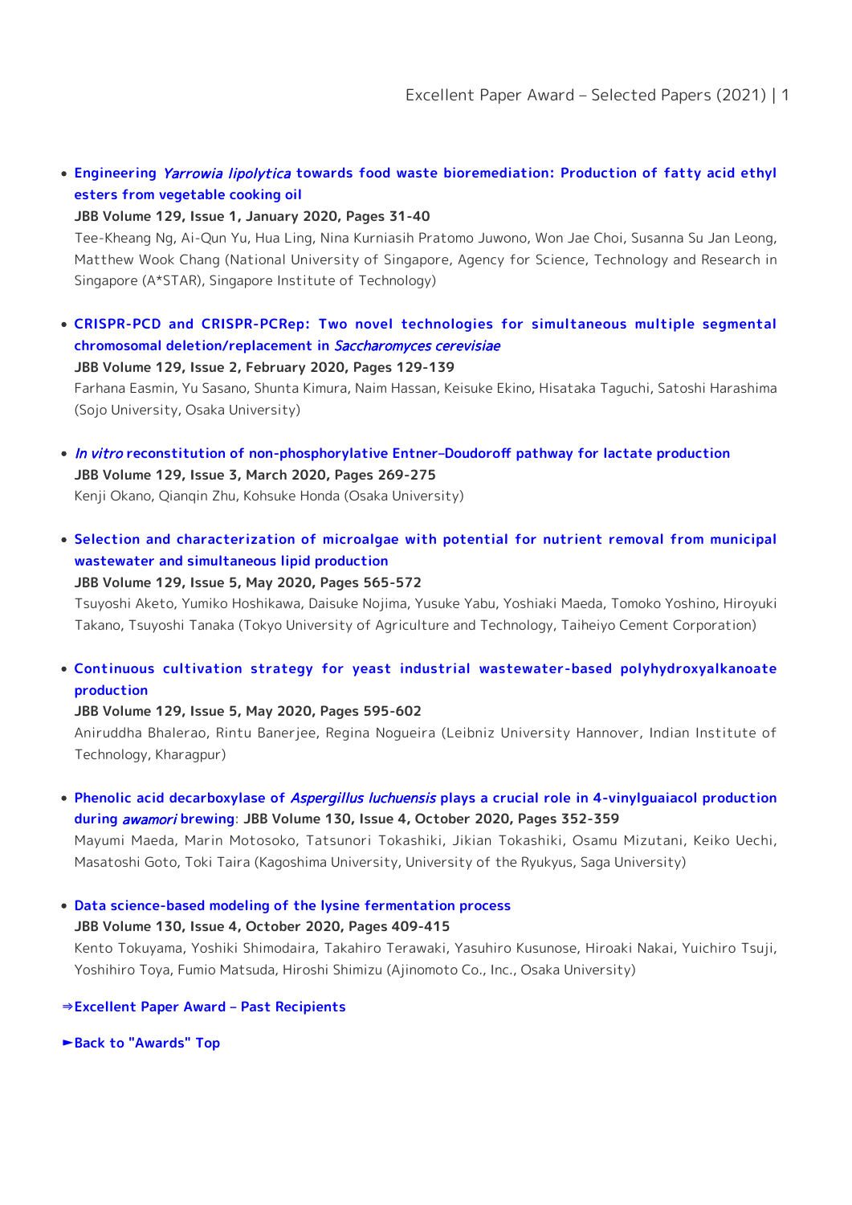- **Engineering *Yarrowia lipolytica* towards food waste bioremediation: Production of fatty acid ethyl esters from vegetable cooking oil**
  **JBB Volume 129, Issue 1, January 2020, Pages 31-40**
  Tee-Kheang Ng, Ai-Qun Yu, Hua Ling, Nina Kurniasih Pratomo Juwono, Won Jae Choi, Susanna Su Jan Leong, Matthew Wook Chang (National University of Singapore, Agency for Science, Technology and Research in Singapore (A*STAR), Singapore Institute of Technology)

- **CRISPR-PCD and CRISPR-PCRep: Two novel technologies for simultaneous multiple segmental chromosomal deletion/replacement in *Saccharomyces cerevisiae***
  **JBB Volume 129, Issue 2, February 2020, Pages 129-139**
  Farhana Easmin, Yu Sasano, Shunta Kimura, Naim Hassan, Keisuke Ekino, Hisataka Taguchi, Satoshi Harashima (Sojo University, Osaka University)

- ***In vitro* reconstitution of non-phosphorylative Entner–Doudoroff pathway for lactate production**
  **JBB Volume 129, Issue 3, March 2020, Pages 269-275**
  Kenji Okano, Qianqin Zhu, Kohsuke Honda (Osaka University)

- **Selection and characterization of microalgae with potential for nutrient removal from municipal wastewater and simultaneous lipid production**
  **JBB Volume 129, Issue 5, May 2020, Pages 565-572**
  Tsuyoshi Aketo, Yumiko Hoshikawa, Daisuke Nojima, Yusuke Yabu, Yoshiaki Maeda, Tomoko Yoshino, Hiroyuki Takano, Tsuyoshi Tanaka (Tokyo University of Agriculture and Technology, Taiheiyo Cement Corporation)

- **Continuous cultivation strategy for yeast industrial wastewater-based polyhydroxyalkanoate production**
  **JBB Volume 129, Issue 5, May 2020, Pages 595-602**
  Aniruddha Bhalerao, Rintu Banerjee, Regina Nogueira (Leibniz University Hannover, Indian Institute of Technology, Kharagpur)

- **Phenolic acid decarboxylase of *Aspergillus luchuensis* plays a crucial role in 4-vinylguaiacol production during *awamori* brewing**: **JBB Volume 130, Issue 4, October 2020, Pages 352-359**
  Mayumi Maeda, Marin Motosoko, Tatsunori Tokashiki, Jikian Tokashiki, Osamu Mizutani, Keiko Uechi, Masatoshi Goto, Toki Taira (Kagoshima University, University of the Ryukyus, Saga University)

- **Data science-based modeling of the lysine fermentation process**
  **JBB Volume 130, Issue 4, October 2020, Pages 409-415**
  Kento Tokuyama, Yoshiki Shimodaira, Takahiro Terawaki, Yasuhiro Kusunose, Hiroaki Nakai, Yuichiro Tsuji, Yoshihiro Toya, Fumio Matsuda, Hiroshi Shimizu (Ajinomoto Co., Inc., Osaka University)

**⇒Excellent Paper Award – Past Recipients**

**►Back to "Awards" Top**